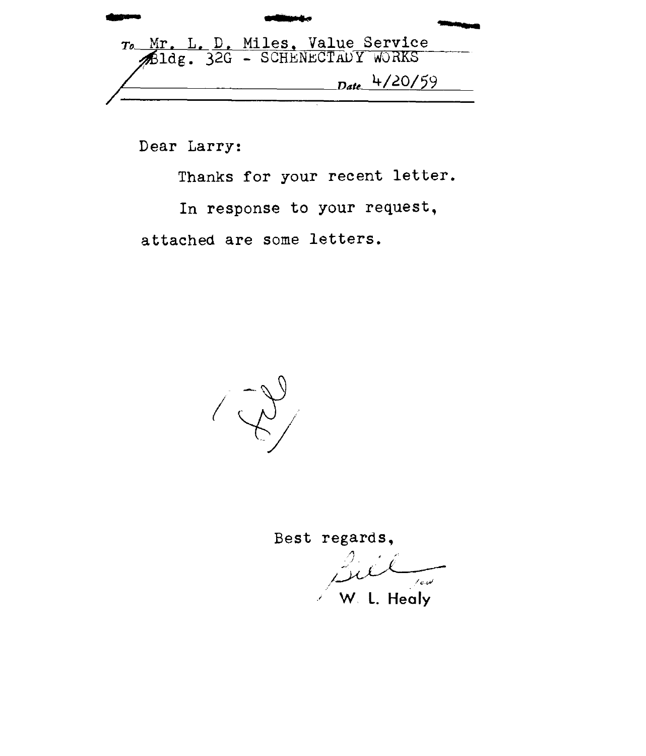To Mr. L. D. Miles, Value Service
Bldg. 32G - SCHENECTADY WORKS

Date 4/20/59

Dear Larry:

Thanks for your recent letter.

In response to your request, attached are some letters.

Best regards,

Bill

W. L. Healy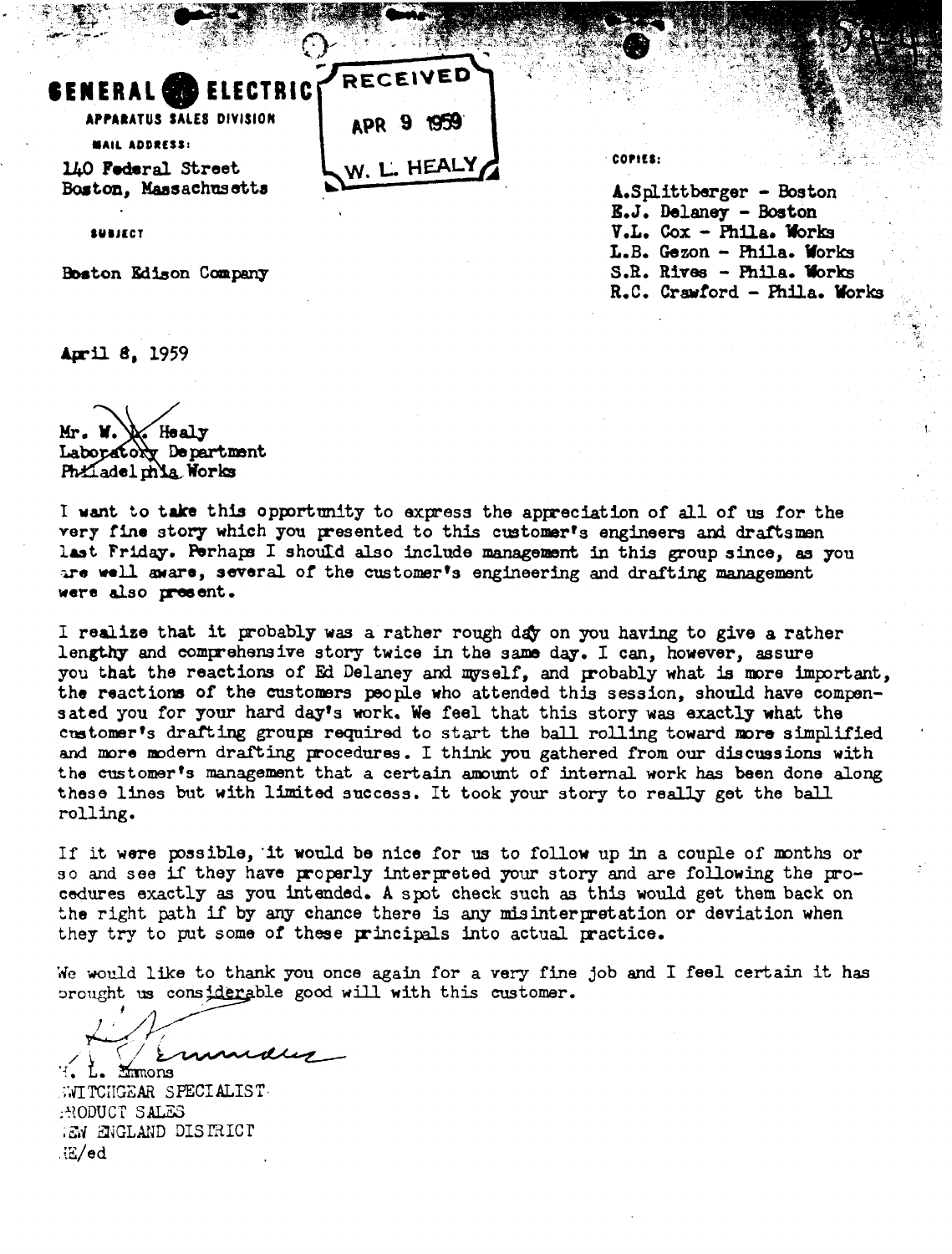**GENERAL ELECTRIC**

APPARATUS SALES DIVISION

MAIL ADDRESS:
140 Federal Street
Boston, Massachusetts

RECEIVED
APR 9 1959
W. L. HEALY

COPIES:

A.Splittberger - Boston
E.J. Delaney - Boston
V.L. Cox - Phila. Works
L.B. Gezon - Phila. Works
S.R. Rives - Phila. Works
R.C. Crawford - Phila. Works

SUBJECT

Boston Edison Company

April 8, 1959

Mr. W. L. Healy
Laboratory Department
Philadelphia Works

I want to take this opportunity to express the appreciation of all of us for the very fine story which you presented to this customer's engineers and draftsmen last Friday. Perhaps I should also include management in this group since, as you are well aware, several of the customer's engineering and drafting management were also present.

I realize that it probably was a rather rough day on you having to give a rather lengthy and comprehensive story twice in the same day. I can, however, assure you that the reactions of Ed Delaney and myself, and probably what is more important, the reactions of the customers people who attended this session, should have compensated you for your hard day's work. We feel that this story was exactly what the customer's drafting groups required to start the ball rolling toward more simplified and more modern drafting procedures. I think you gathered from our discussions with the customer's management that a certain amount of internal work has been done along these lines but with limited success. It took your story to really get the ball rolling.

If it were possible, it would be nice for us to follow up in a couple of months or so and see if they have properly interpreted your story and are following the procedures exactly as you intended. A spot check such as this would get them back on the right path if by any chance there is any misinterpretation or deviation when they try to put some of these principals into actual practice.

We would like to thank you once again for a very fine job and I feel certain it has brought us considerable good will with this customer.

H. L. Emmons
SWITCHGEAR SPECIALIST
PRODUCT SALES
NEW ENGLAND DISTRICT
HE/ed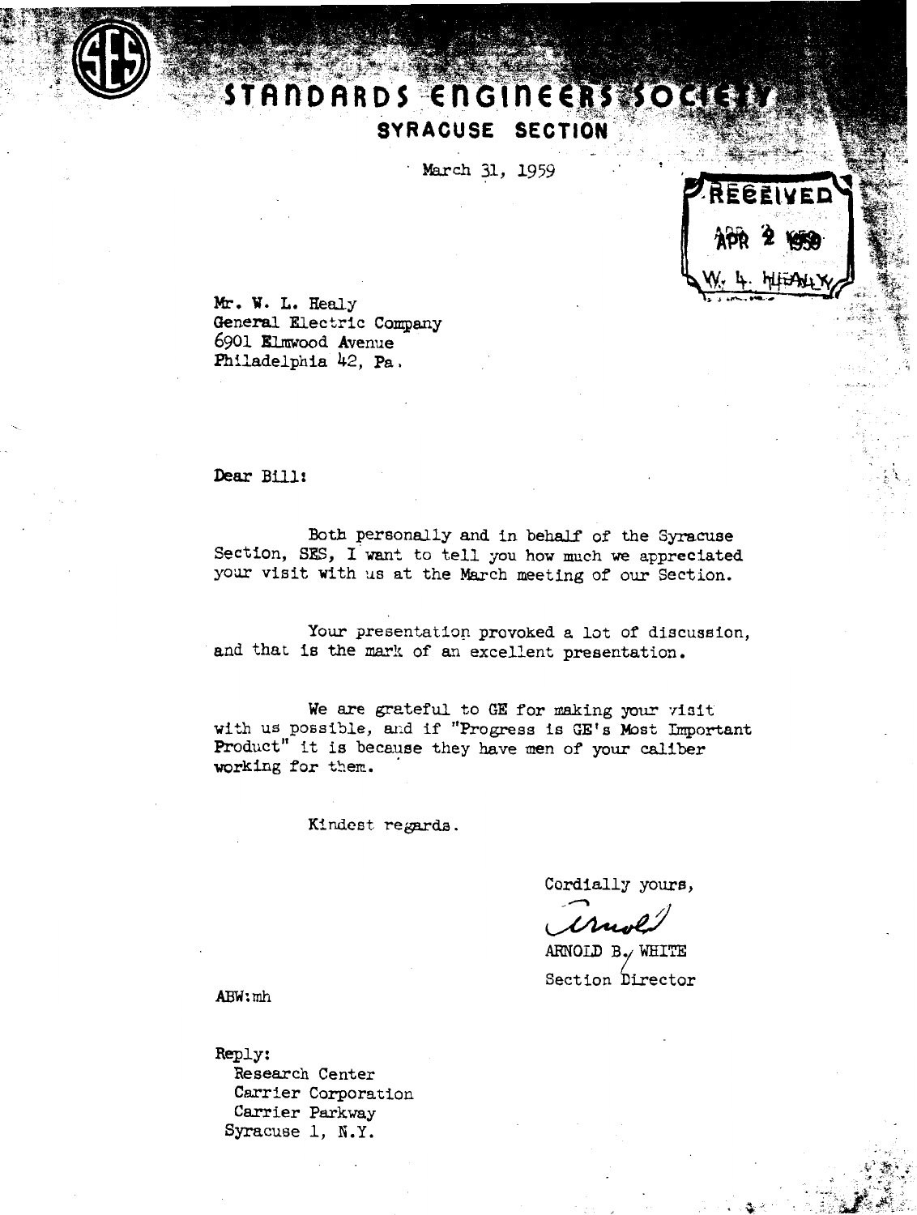# STANDARDS ENGINEERS SOCIETY

## SYRACUSE SECTION

March 31, 1959

RECEIVED
APR 2 1959
W. L. HEALY

Mr. W. L. Healy
General Electric Company
6901 Elmwood Avenue
Philadelphia 42, Pa.

Dear Bill:

Both personally and in behalf of the Syracuse Section, SES, I want to tell you how much we appreciated your visit with us at the March meeting of our Section.

Your presentation provoked a lot of discussion, and that is the mark of an excellent presentation.

We are grateful to GE for making your visit with us possible, and if "Progress is GE's Most Important Product" it is because they have men of your caliber working for them.

Kindest regards.

Cordially yours,

Arnold

ARNOLD B. WHITE
Section Director

ABW:mh

Reply:
Research Center
Carrier Corporation
Carrier Parkway
Syracuse 1, N.Y.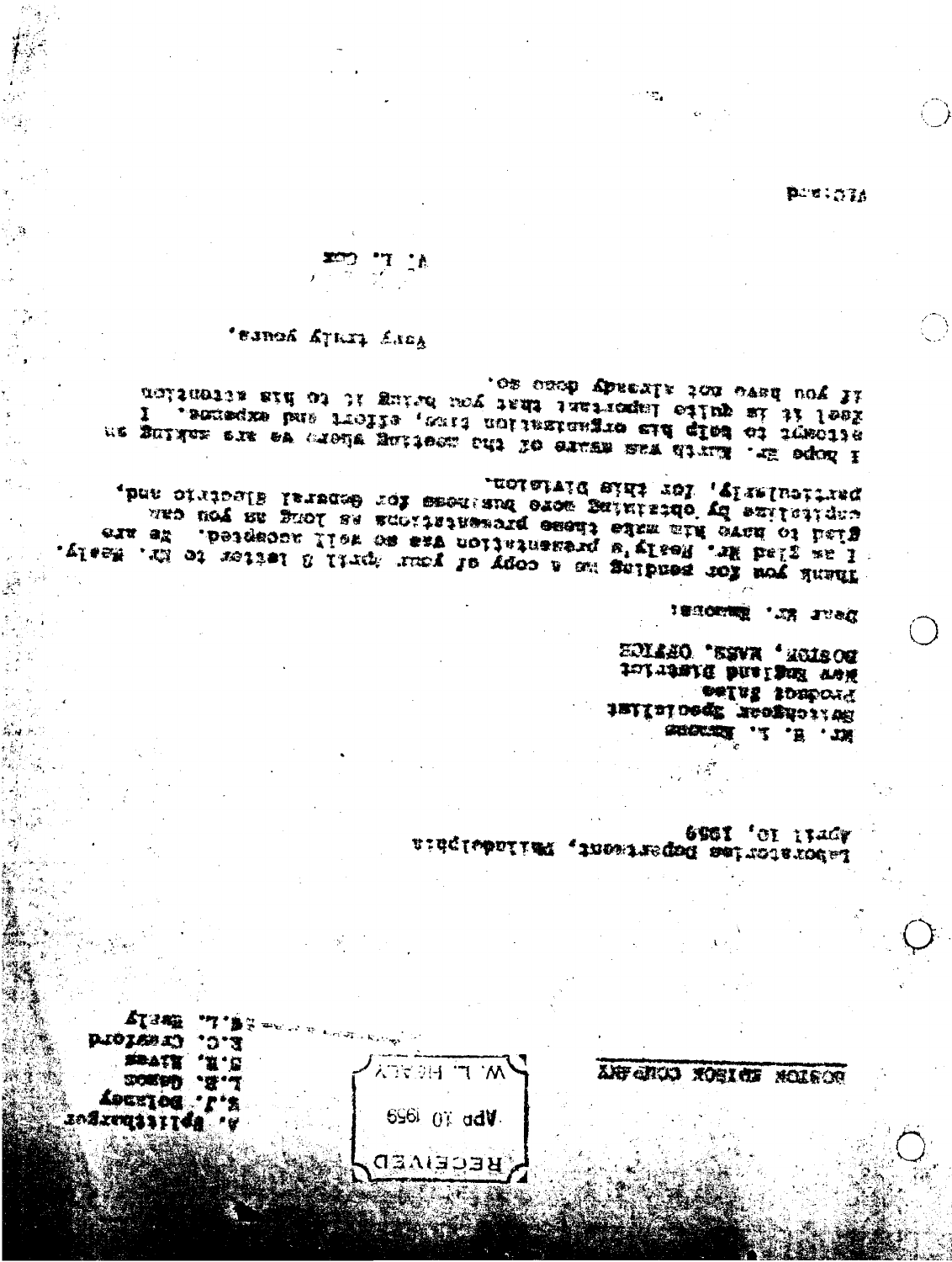BOSTON EDISON COMPANY

RECEIVED
Apr 10 1959
W. L. HEALY

A. Splittgerber
E.J. Delaney
L.B. Gannon
C.E. Rivers
E.C. Crawford
W.L. Healy

Laboratories Department, Philadelphia
April 10, 1959

Mr. H. L. Emmons
Switchgear Specialist
Product Sales
New England District
BOSTON, MASS. OFFICE

Dear Mr. Emmons:

Thank you for sending me a copy of your April 8 letter to Mr. Healy. I am glad Mr. Healy's presentation was so well accepted. We are glad to have him make these presentations as long as you can capitalize by obtaining more business for General Electric and, particularly, for this Division.

I hope Mr. Kurth was aware of the meeting where we are making an effort to help his organization time, effort and expense. I feel it is quite important that you bring it to his attention if you have not already done so.

Very truly yours,

W. L. Cox

WLC:pd